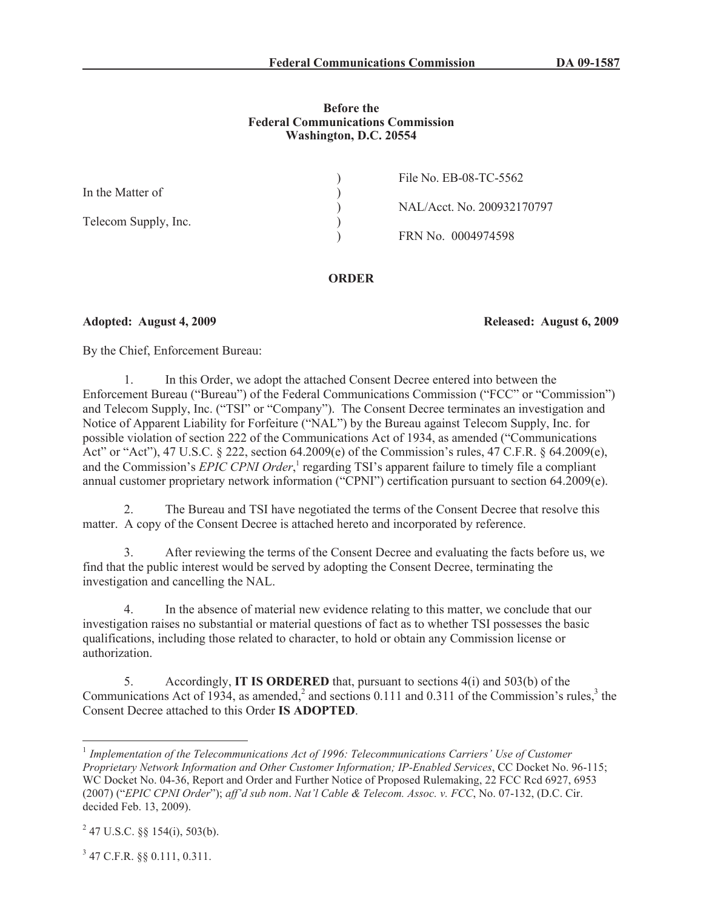**Federal Communications Commission DA 09-1587**

**Before the**
**Federal Communications Commission**
**Washington, D.C. 20554**

| | | |
|---|---|---|
| In the Matter of | ) | File No. EB-08-TC-5562 |
| | ) | NAL/Acct. No. 200932170797 |
| Telecom Supply, Inc. | ) | FRN No. 0004974598 |

**ORDER**

**Adopted: August 4, 2009** **Released: August 6, 2009**

By the Chief, Enforcement Bureau:

1. In this Order, we adopt the attached Consent Decree entered into between the Enforcement Bureau ("Bureau") of the Federal Communications Commission ("FCC" or "Commission") and Telecom Supply, Inc. ("TSI" or "Company"). The Consent Decree terminates an investigation and Notice of Apparent Liability for Forfeiture ("NAL") by the Bureau against Telecom Supply, Inc. for possible violation of section 222 of the Communications Act of 1934, as amended ("Communications Act" or "Act"), 47 U.S.C. § 222, section 64.2009(e) of the Commission's rules, 47 C.F.R. § 64.2009(e), and the Commission's *EPIC CPNI Order*,[1] regarding TSI's apparent failure to timely file a compliant annual customer proprietary network information ("CPNI") certification pursuant to section 64.2009(e).

2. The Bureau and TSI have negotiated the terms of the Consent Decree that resolve this matter. A copy of the Consent Decree is attached hereto and incorporated by reference.

3. After reviewing the terms of the Consent Decree and evaluating the facts before us, we find that the public interest would be served by adopting the Consent Decree, terminating the investigation and cancelling the NAL.

4. In the absence of material new evidence relating to this matter, we conclude that our investigation raises no substantial or material questions of fact as to whether TSI possesses the basic qualifications, including those related to character, to hold or obtain any Commission license or authorization.

5. Accordingly, **IT IS ORDERED** that, pursuant to sections 4(i) and 503(b) of the Communications Act of 1934, as amended,[2] and sections 0.111 and 0.311 of the Commission's rules,[3] the Consent Decree attached to this Order **IS ADOPTED**.

---

[1] *Implementation of the Telecommunications Act of 1996: Telecommunications Carriers' Use of Customer Proprietary Network Information and Other Customer Information; IP-Enabled Services*, CC Docket No. 96-115; WC Docket No. 04-36, Report and Order and Further Notice of Proposed Rulemaking, 22 FCC Rcd 6927, 6953 (2007) ("*EPIC CPNI Order*"); *aff'd sub nom*. *Nat'l Cable & Telecom. Assoc. v. FCC*, No. 07-132, (D.C. Cir. decided Feb. 13, 2009).

[2] 47 U.S.C. §§ 154(i), 503(b).

[3] 47 C.F.R. §§ 0.111, 0.311.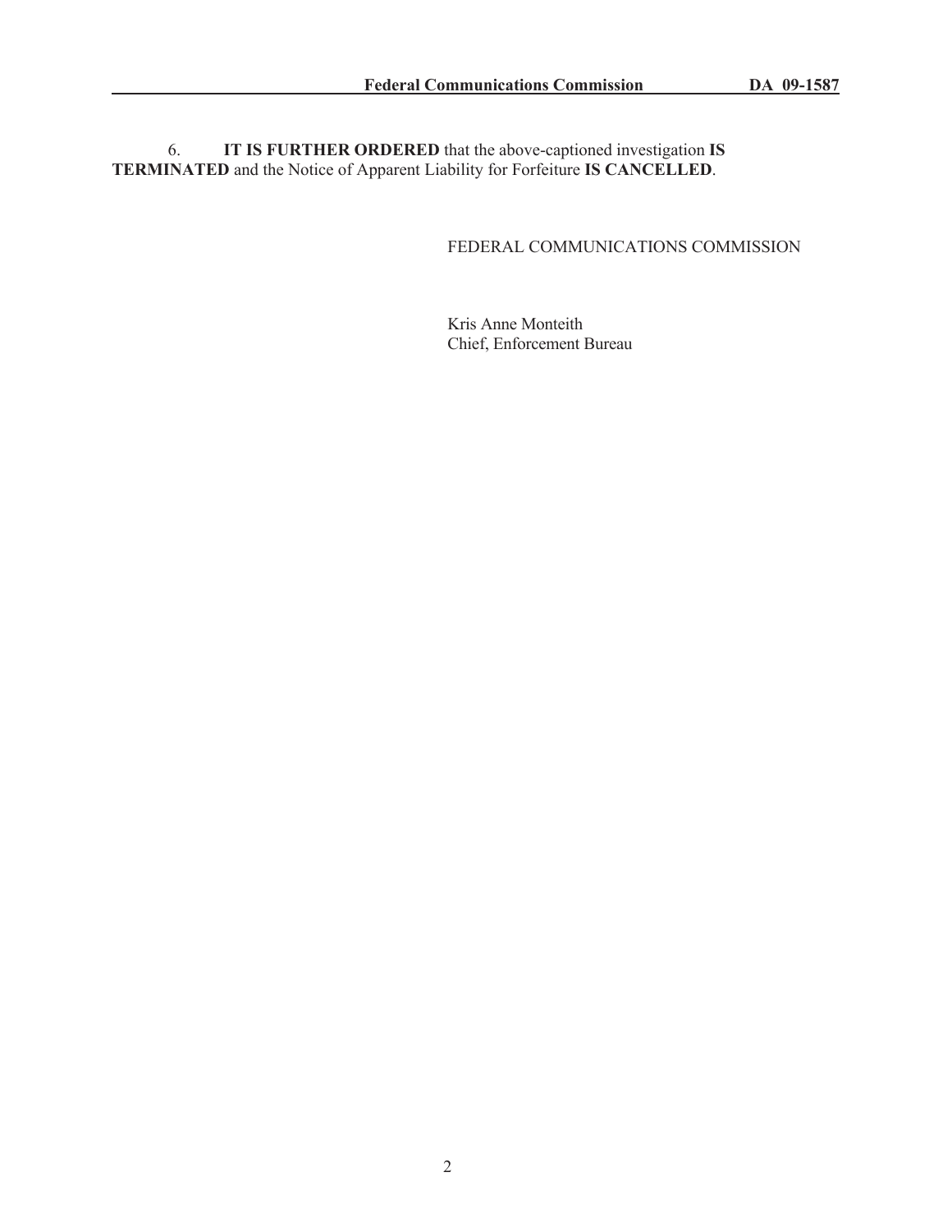6. **IT IS FURTHER ORDERED** that the above-captioned investigation **IS TERMINATED** and the Notice of Apparent Liability for Forfeiture **IS CANCELLED**.

FEDERAL COMMUNICATIONS COMMISSION

Kris Anne Monteith
Chief, Enforcement Bureau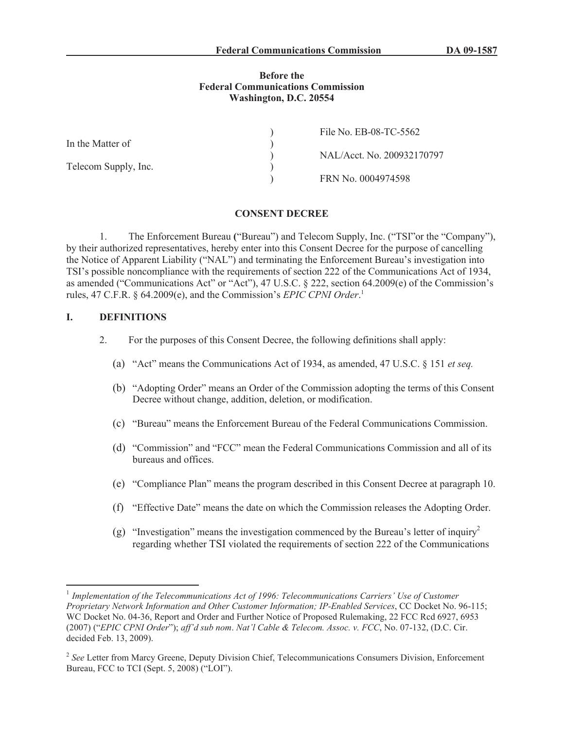**Before the**
**Federal Communications Commission**
**Washington, D.C. 20554**

| | | |
|---|---|---|
| In the Matter of | ) | File No. EB-08-TC-5562 |
| | ) | NAL/Acct. No. 200932170797 |
| Telecom Supply, Inc. | ) | FRN No. 0004974598 |

## CONSENT DECREE

1. The Enforcement Bureau ("Bureau") and Telecom Supply, Inc. ("TSI"or the "Company"), by their authorized representatives, hereby enter into this Consent Decree for the purpose of cancelling the Notice of Apparent Liability ("NAL") and terminating the Enforcement Bureau's investigation into TSI's possible noncompliance with the requirements of section 222 of the Communications Act of 1934, as amended ("Communications Act" or "Act"), 47 U.S.C. § 222, section 64.2009(e) of the Commission's rules, 47 C.F.R. § 64.2009(e), and the Commission's *EPIC CPNI Order*.[1]

## I. DEFINITIONS

2. For the purposes of this Consent Decree, the following definitions shall apply:

(a) "Act" means the Communications Act of 1934, as amended, 47 U.S.C. § 151 *et seq.*

(b) "Adopting Order" means an Order of the Commission adopting the terms of this Consent Decree without change, addition, deletion, or modification.

(c) "Bureau" means the Enforcement Bureau of the Federal Communications Commission.

(d) "Commission" and "FCC" mean the Federal Communications Commission and all of its bureaus and offices.

(e) "Compliance Plan" means the program described in this Consent Decree at paragraph 10.

(f) "Effective Date" means the date on which the Commission releases the Adopting Order.

(g) "Investigation" means the investigation commenced by the Bureau's letter of inquiry[2] regarding whether TSI violated the requirements of section 222 of the Communications

---

[1] *Implementation of the Telecommunications Act of 1996: Telecommunications Carriers' Use of Customer Proprietary Network Information and Other Customer Information; IP-Enabled Services*, CC Docket No. 96-115; WC Docket No. 04-36, Report and Order and Further Notice of Proposed Rulemaking, 22 FCC Rcd 6927, 6953 (2007) ("*EPIC CPNI Order*"); *aff'd sub nom*. *Nat'l Cable & Telecom. Assoc. v. FCC*, No. 07-132, (D.C. Cir. decided Feb. 13, 2009).

[2] *See* Letter from Marcy Greene, Deputy Division Chief, Telecommunications Consumers Division, Enforcement Bureau, FCC to TCI (Sept. 5, 2008) ("LOI").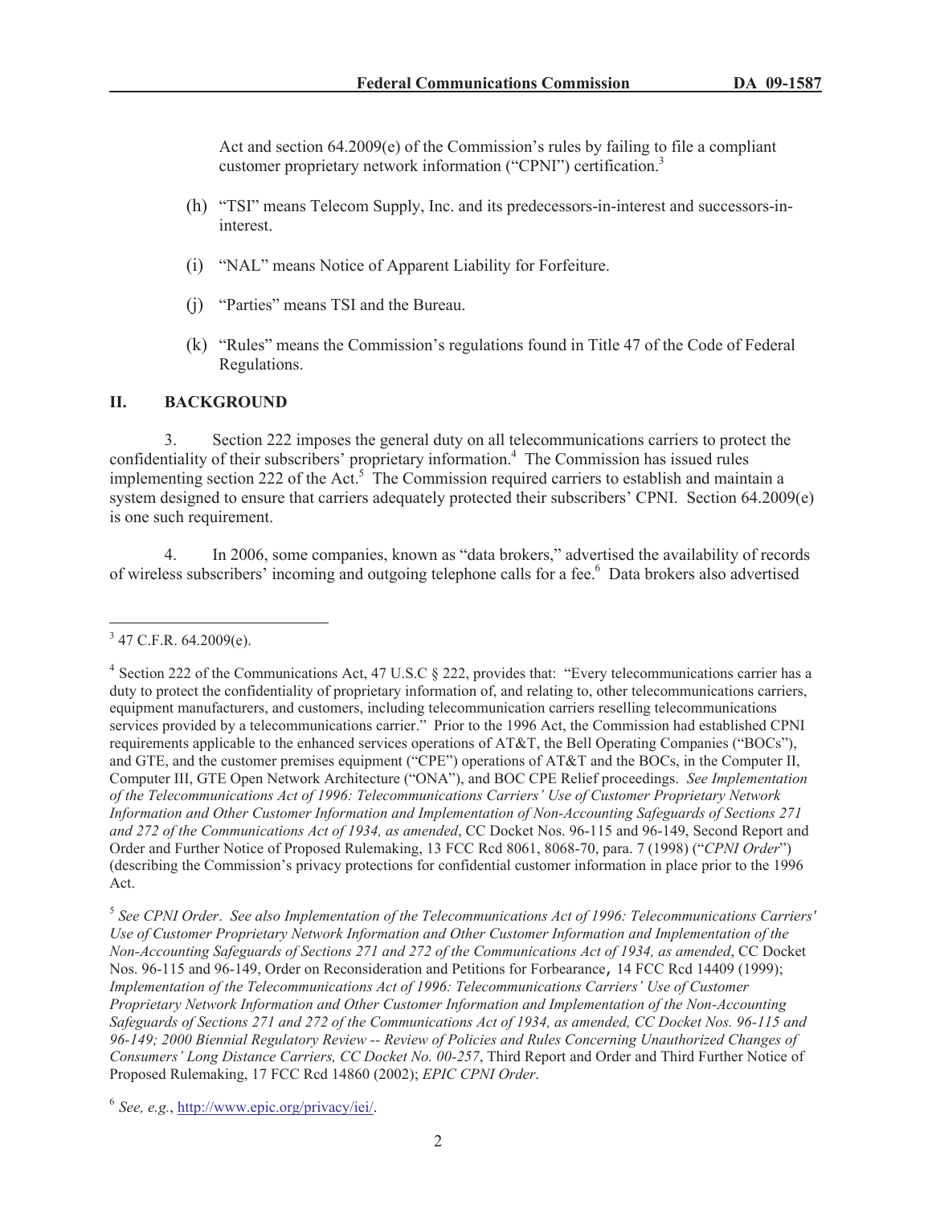Act and section 64.2009(e) of the Commission's rules by failing to file a compliant customer proprietary network information ("CPNI") certification.[3]

(h) "TSI" means Telecom Supply, Inc. and its predecessors-in-interest and successors-in-interest.

(i) "NAL" means Notice of Apparent Liability for Forfeiture.

(j) "Parties" means TSI and the Bureau.

(k) "Rules" means the Commission's regulations found in Title 47 of the Code of Federal Regulations.

## II. BACKGROUND

3. Section 222 imposes the general duty on all telecommunications carriers to protect the confidentiality of their subscribers' proprietary information.[4] The Commission has issued rules implementing section 222 of the Act.[5] The Commission required carriers to establish and maintain a system designed to ensure that carriers adequately protected their subscribers' CPNI. Section 64.2009(e) is one such requirement.

4. In 2006, some companies, known as "data brokers," advertised the availability of records of wireless subscribers' incoming and outgoing telephone calls for a fee.[6] Data brokers also advertised

---

[3] 47 C.F.R. 64.2009(e).

[4] Section 222 of the Communications Act, 47 U.S.C § 222, provides that: "Every telecommunications carrier has a duty to protect the confidentiality of proprietary information of, and relating to, other telecommunications carriers, equipment manufacturers, and customers, including telecommunication carriers reselling telecommunications services provided by a telecommunications carrier." Prior to the 1996 Act, the Commission had established CPNI requirements applicable to the enhanced services operations of AT&T, the Bell Operating Companies ("BOCs"), and GTE, and the customer premises equipment ("CPE") operations of AT&T and the BOCs, in the Computer II, Computer III, GTE Open Network Architecture ("ONA"), and BOC CPE Relief proceedings. *See Implementation of the Telecommunications Act of 1996: Telecommunications Carriers' Use of Customer Proprietary Network Information and Other Customer Information and Implementation of Non-Accounting Safeguards of Sections 271 and 272 of the Communications Act of 1934, as amended*, CC Docket Nos. 96-115 and 96-149, Second Report and Order and Further Notice of Proposed Rulemaking, 13 FCC Rcd 8061, 8068-70, para. 7 (1998) ("*CPNI Order*") (describing the Commission's privacy protections for confidential customer information in place prior to the 1996 Act.

[5] *See CPNI Order*. *See also Implementation of the Telecommunications Act of 1996: Telecommunications Carriers' Use of Customer Proprietary Network Information and Other Customer Information and Implementation of the Non-Accounting Safeguards of Sections 271 and 272 of the Communications Act of 1934, as amended*, CC Docket Nos. 96-115 and 96-149, Order on Reconsideration and Petitions for Forbearance, 14 FCC Rcd 14409 (1999); *Implementation of the Telecommunications Act of 1996: Telecommunications Carriers' Use of Customer Proprietary Network Information and Other Customer Information and Implementation of the Non-Accounting Safeguards of Sections 271 and 272 of the Communications Act of 1934, as amended, CC Docket Nos. 96-115 and 96-149; 2000 Biennial Regulatory Review -- Review of Policies and Rules Concerning Unauthorized Changes of Consumers' Long Distance Carriers, CC Docket No. 00-257*, Third Report and Order and Third Further Notice of Proposed Rulemaking, 17 FCC Rcd 14860 (2002); *EPIC CPNI Order*.

[6] *See, e.g.*, http://www.epic.org/privacy/iei/.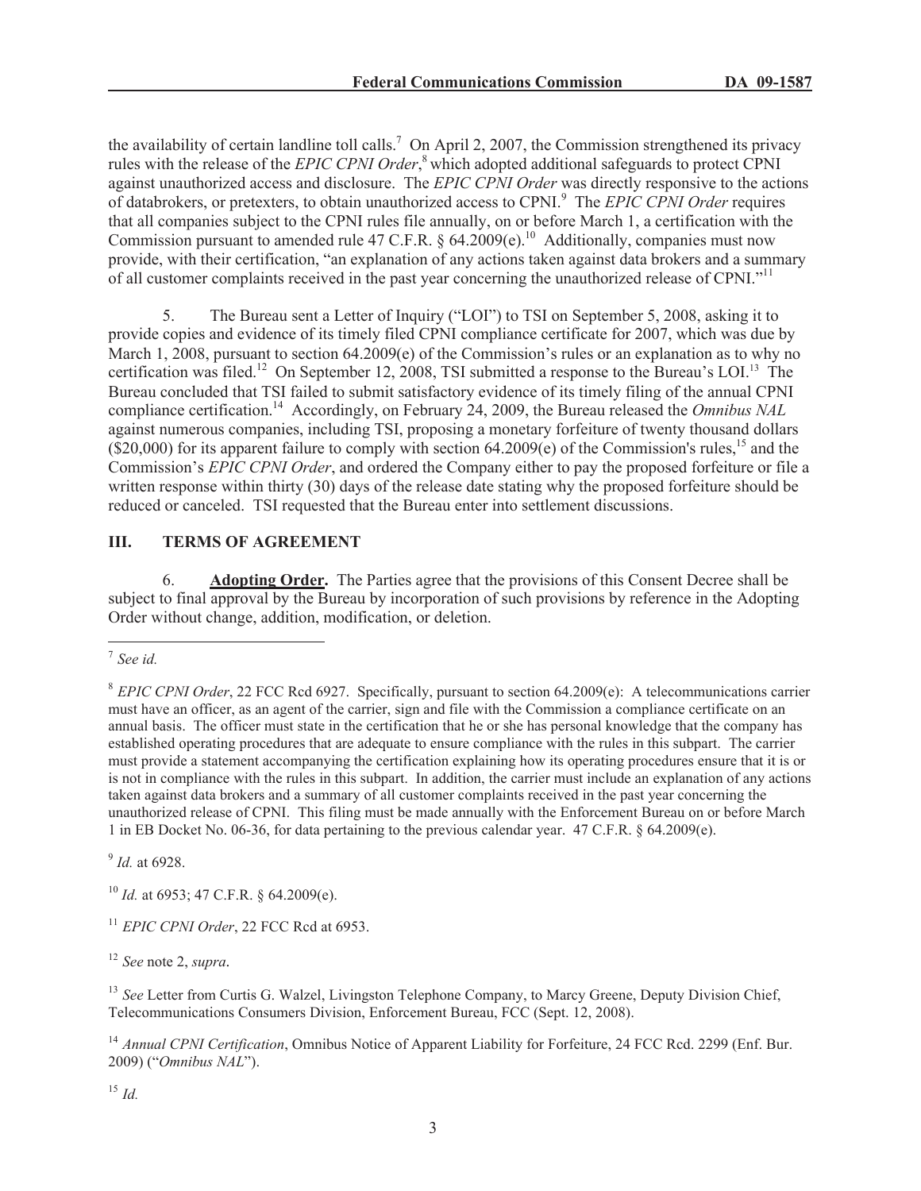the availability of certain landline toll calls.[7] On April 2, 2007, the Commission strengthened its privacy rules with the release of the *EPIC CPNI Order*,[8] which adopted additional safeguards to protect CPNI against unauthorized access and disclosure. The *EPIC CPNI Order* was directly responsive to the actions of databrokers, or pretexters, to obtain unauthorized access to CPNI.[9] The *EPIC CPNI Order* requires that all companies subject to the CPNI rules file annually, on or before March 1, a certification with the Commission pursuant to amended rule 47 C.F.R. § 64.2009(e).[10] Additionally, companies must now provide, with their certification, "an explanation of any actions taken against data brokers and a summary of all customer complaints received in the past year concerning the unauthorized release of CPNI."[11]

5. The Bureau sent a Letter of Inquiry ("LOI") to TSI on September 5, 2008, asking it to provide copies and evidence of its timely filed CPNI compliance certificate for 2007, which was due by March 1, 2008, pursuant to section 64.2009(e) of the Commission's rules or an explanation as to why no certification was filed.[12] On September 12, 2008, TSI submitted a response to the Bureau's LOI.[13] The Bureau concluded that TSI failed to submit satisfactory evidence of its timely filing of the annual CPNI compliance certification.[14] Accordingly, on February 24, 2009, the Bureau released the *Omnibus NAL* against numerous companies, including TSI, proposing a monetary forfeiture of twenty thousand dollars ($20,000) for its apparent failure to comply with section 64.2009(e) of the Commission's rules,[15] and the Commission's *EPIC CPNI Order*, and ordered the Company either to pay the proposed forfeiture or file a written response within thirty (30) days of the release date stating why the proposed forfeiture should be reduced or canceled. TSI requested that the Bureau enter into settlement discussions.

## III. TERMS OF AGREEMENT

6. **Adopting Order.** The Parties agree that the provisions of this Consent Decree shall be subject to final approval by the Bureau by incorporation of such provisions by reference in the Adopting Order without change, addition, modification, or deletion.

---

[7] *See id.*

[8] *EPIC CPNI Order*, 22 FCC Rcd 6927. Specifically, pursuant to section 64.2009(e): A telecommunications carrier must have an officer, as an agent of the carrier, sign and file with the Commission a compliance certificate on an annual basis. The officer must state in the certification that he or she has personal knowledge that the company has established operating procedures that are adequate to ensure compliance with the rules in this subpart. The carrier must provide a statement accompanying the certification explaining how its operating procedures ensure that it is or is not in compliance with the rules in this subpart. In addition, the carrier must include an explanation of any actions taken against data brokers and a summary of all customer complaints received in the past year concerning the unauthorized release of CPNI. This filing must be made annually with the Enforcement Bureau on or before March 1 in EB Docket No. 06-36, for data pertaining to the previous calendar year. 47 C.F.R. § 64.2009(e).

[9] *Id.* at 6928.

[10] *Id.* at 6953; 47 C.F.R. § 64.2009(e).

[11] *EPIC CPNI Order*, 22 FCC Rcd at 6953.

[12] *See* note 2, *supra*.

[13] *See* Letter from Curtis G. Walzel, Livingston Telephone Company, to Marcy Greene, Deputy Division Chief, Telecommunications Consumers Division, Enforcement Bureau, FCC (Sept. 12, 2008).

[14] *Annual CPNI Certification*, Omnibus Notice of Apparent Liability for Forfeiture, 24 FCC Rcd. 2299 (Enf. Bur. 2009) ("*Omnibus NAL*").

[15] *Id.*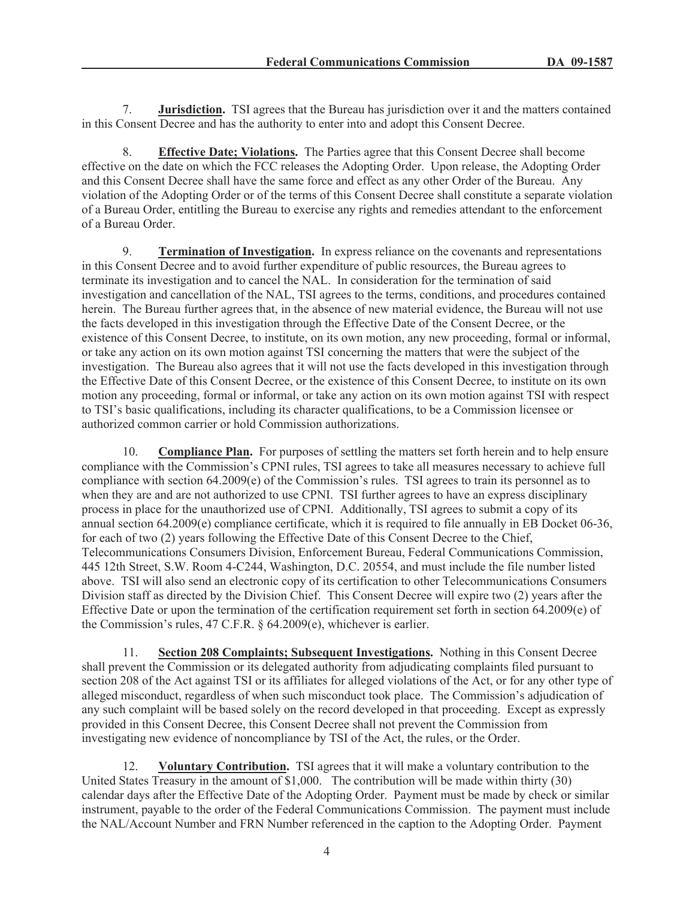7. **Jurisdiction.** TSI agrees that the Bureau has jurisdiction over it and the matters contained in this Consent Decree and has the authority to enter into and adopt this Consent Decree.

8. **Effective Date; Violations.** The Parties agree that this Consent Decree shall become effective on the date on which the FCC releases the Adopting Order. Upon release, the Adopting Order and this Consent Decree shall have the same force and effect as any other Order of the Bureau. Any violation of the Adopting Order or of the terms of this Consent Decree shall constitute a separate violation of a Bureau Order, entitling the Bureau to exercise any rights and remedies attendant to the enforcement of a Bureau Order.

9. **Termination of Investigation.** In express reliance on the covenants and representations in this Consent Decree and to avoid further expenditure of public resources, the Bureau agrees to terminate its investigation and to cancel the NAL. In consideration for the termination of said investigation and cancellation of the NAL, TSI agrees to the terms, conditions, and procedures contained herein. The Bureau further agrees that, in the absence of new material evidence, the Bureau will not use the facts developed in this investigation through the Effective Date of the Consent Decree, or the existence of this Consent Decree, to institute, on its own motion, any new proceeding, formal or informal, or take any action on its own motion against TSI concerning the matters that were the subject of the investigation. The Bureau also agrees that it will not use the facts developed in this investigation through the Effective Date of this Consent Decree, or the existence of this Consent Decree, to institute on its own motion any proceeding, formal or informal, or take any action on its own motion against TSI with respect to TSI's basic qualifications, including its character qualifications, to be a Commission licensee or authorized common carrier or hold Commission authorizations.

10. **Compliance Plan.** For purposes of settling the matters set forth herein and to help ensure compliance with the Commission's CPNI rules, TSI agrees to take all measures necessary to achieve full compliance with section 64.2009(e) of the Commission's rules. TSI agrees to train its personnel as to when they are and are not authorized to use CPNI. TSI further agrees to have an express disciplinary process in place for the unauthorized use of CPNI. Additionally, TSI agrees to submit a copy of its annual section 64.2009(e) compliance certificate, which it is required to file annually in EB Docket 06-36, for each of two (2) years following the Effective Date of this Consent Decree to the Chief, Telecommunications Consumers Division, Enforcement Bureau, Federal Communications Commission, 445 12th Street, S.W. Room 4-C244, Washington, D.C. 20554, and must include the file number listed above. TSI will also send an electronic copy of its certification to other Telecommunications Consumers Division staff as directed by the Division Chief. This Consent Decree will expire two (2) years after the Effective Date or upon the termination of the certification requirement set forth in section 64.2009(e) of the Commission's rules, 47 C.F.R. § 64.2009(e), whichever is earlier.

11. **Section 208 Complaints; Subsequent Investigations.** Nothing in this Consent Decree shall prevent the Commission or its delegated authority from adjudicating complaints filed pursuant to section 208 of the Act against TSI or its affiliates for alleged violations of the Act, or for any other type of alleged misconduct, regardless of when such misconduct took place. The Commission's adjudication of any such complaint will be based solely on the record developed in that proceeding. Except as expressly provided in this Consent Decree, this Consent Decree shall not prevent the Commission from investigating new evidence of noncompliance by TSI of the Act, the rules, or the Order.

12. **Voluntary Contribution.** TSI agrees that it will make a voluntary contribution to the United States Treasury in the amount of $1,000. The contribution will be made within thirty (30) calendar days after the Effective Date of the Adopting Order. Payment must be made by check or similar instrument, payable to the order of the Federal Communications Commission. The payment must include the NAL/Account Number and FRN Number referenced in the caption to the Adopting Order. Payment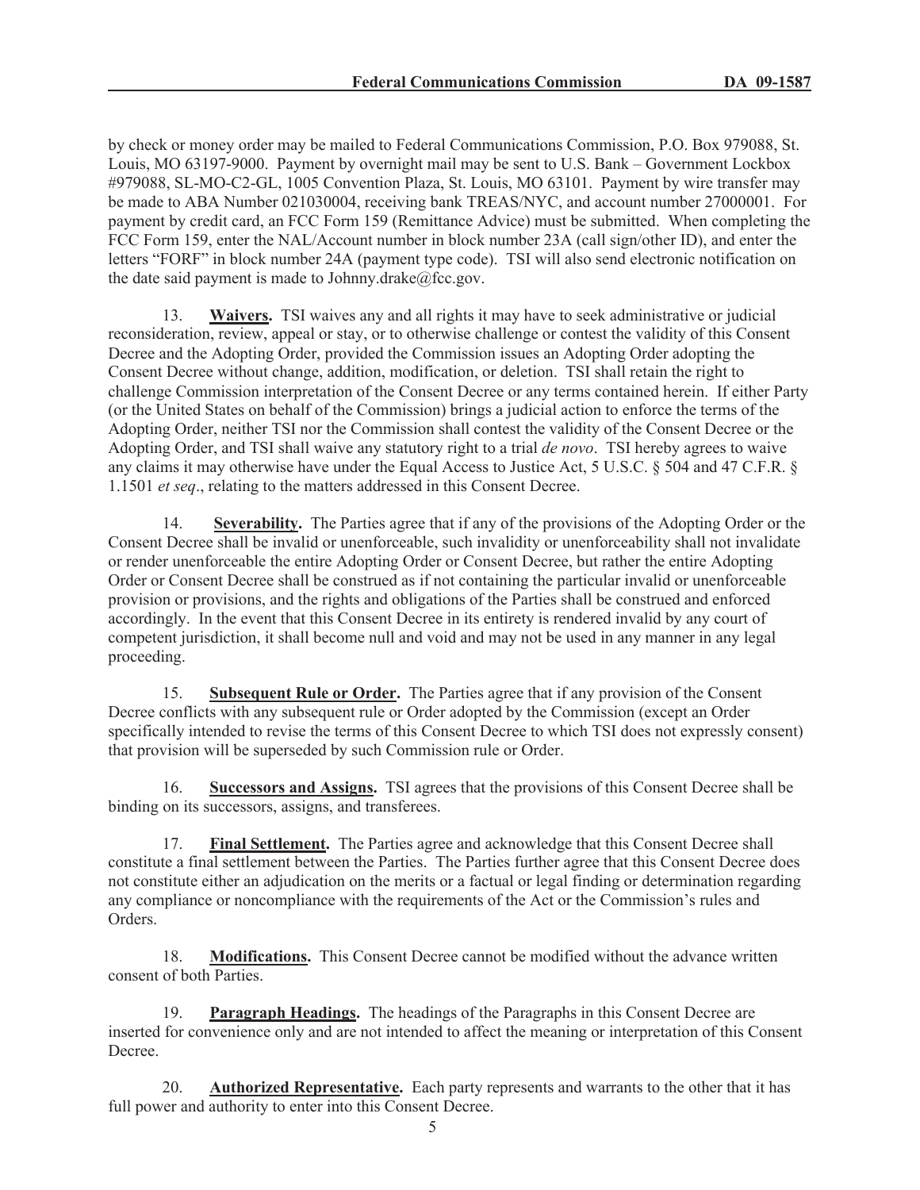by check or money order may be mailed to Federal Communications Commission, P.O. Box 979088, St. Louis, MO 63197-9000. Payment by overnight mail may be sent to U.S. Bank – Government Lockbox #979088, SL-MO-C2-GL, 1005 Convention Plaza, St. Louis, MO 63101. Payment by wire transfer may be made to ABA Number 021030004, receiving bank TREAS/NYC, and account number 27000001. For payment by credit card, an FCC Form 159 (Remittance Advice) must be submitted. When completing the FCC Form 159, enter the NAL/Account number in block number 23A (call sign/other ID), and enter the letters "FORF" in block number 24A (payment type code). TSI will also send electronic notification on the date said payment is made to Johnny.drake@fcc.gov.

13. **Waivers.** TSI waives any and all rights it may have to seek administrative or judicial reconsideration, review, appeal or stay, or to otherwise challenge or contest the validity of this Consent Decree and the Adopting Order, provided the Commission issues an Adopting Order adopting the Consent Decree without change, addition, modification, or deletion. TSI shall retain the right to challenge Commission interpretation of the Consent Decree or any terms contained herein. If either Party (or the United States on behalf of the Commission) brings a judicial action to enforce the terms of the Adopting Order, neither TSI nor the Commission shall contest the validity of the Consent Decree or the Adopting Order, and TSI shall waive any statutory right to a trial *de novo*. TSI hereby agrees to waive any claims it may otherwise have under the Equal Access to Justice Act, 5 U.S.C. § 504 and 47 C.F.R. § 1.1501 *et seq*., relating to the matters addressed in this Consent Decree.

14. **Severability.** The Parties agree that if any of the provisions of the Adopting Order or the Consent Decree shall be invalid or unenforceable, such invalidity or unenforceability shall not invalidate or render unenforceable the entire Adopting Order or Consent Decree, but rather the entire Adopting Order or Consent Decree shall be construed as if not containing the particular invalid or unenforceable provision or provisions, and the rights and obligations of the Parties shall be construed and enforced accordingly. In the event that this Consent Decree in its entirety is rendered invalid by any court of competent jurisdiction, it shall become null and void and may not be used in any manner in any legal proceeding.

15. **Subsequent Rule or Order.** The Parties agree that if any provision of the Consent Decree conflicts with any subsequent rule or Order adopted by the Commission (except an Order specifically intended to revise the terms of this Consent Decree to which TSI does not expressly consent) that provision will be superseded by such Commission rule or Order.

16. **Successors and Assigns.** TSI agrees that the provisions of this Consent Decree shall be binding on its successors, assigns, and transferees.

17. **Final Settlement.** The Parties agree and acknowledge that this Consent Decree shall constitute a final settlement between the Parties. The Parties further agree that this Consent Decree does not constitute either an adjudication on the merits or a factual or legal finding or determination regarding any compliance or noncompliance with the requirements of the Act or the Commission's rules and Orders.

18. **Modifications.** This Consent Decree cannot be modified without the advance written consent of both Parties.

19. **Paragraph Headings.** The headings of the Paragraphs in this Consent Decree are inserted for convenience only and are not intended to affect the meaning or interpretation of this Consent Decree.

20. **Authorized Representative.** Each party represents and warrants to the other that it has full power and authority to enter into this Consent Decree.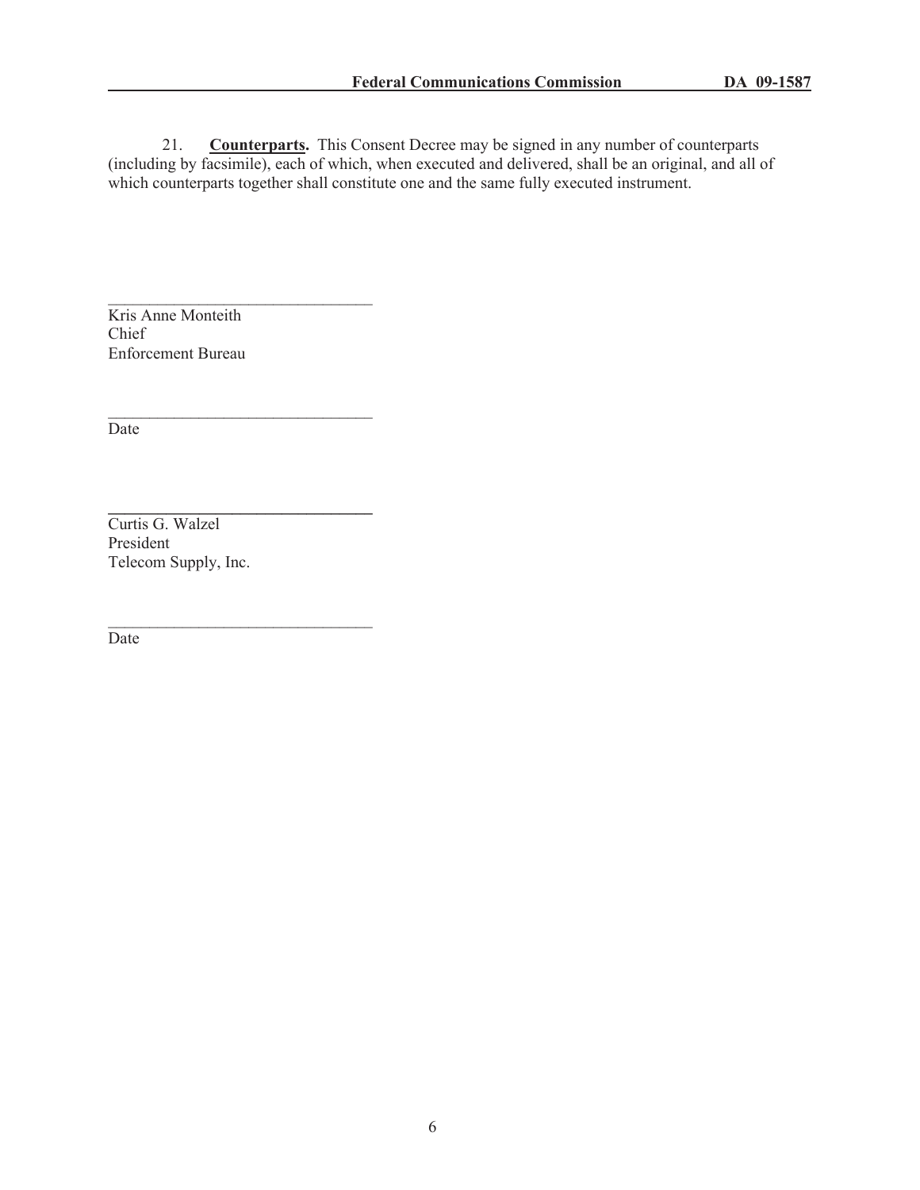21. **Counterparts.** This Consent Decree may be signed in any number of counterparts (including by facsimile), each of which, when executed and delivered, shall be an original, and all of which counterparts together shall constitute one and the same fully executed instrument.

\_\_\_\_\_\_\_\_\_\_\_\_\_\_\_\_\_\_\_\_\_\_\_\_\_\_\_\_\_\_\_\_

Kris Anne Monteith
Chief
Enforcement Bureau

\_\_\_\_\_\_\_\_\_\_\_\_\_\_\_\_\_\_\_\_\_\_\_\_\_\_\_\_\_\_\_\_

Date

\_\_\_\_\_\_\_\_\_\_\_\_\_\_\_\_\_\_\_\_\_\_\_\_\_\_\_\_\_\_\_\_

Curtis G. Walzel
President
Telecom Supply, Inc.

\_\_\_\_\_\_\_\_\_\_\_\_\_\_\_\_\_\_\_\_\_\_\_\_\_\_\_\_\_\_\_\_

Date